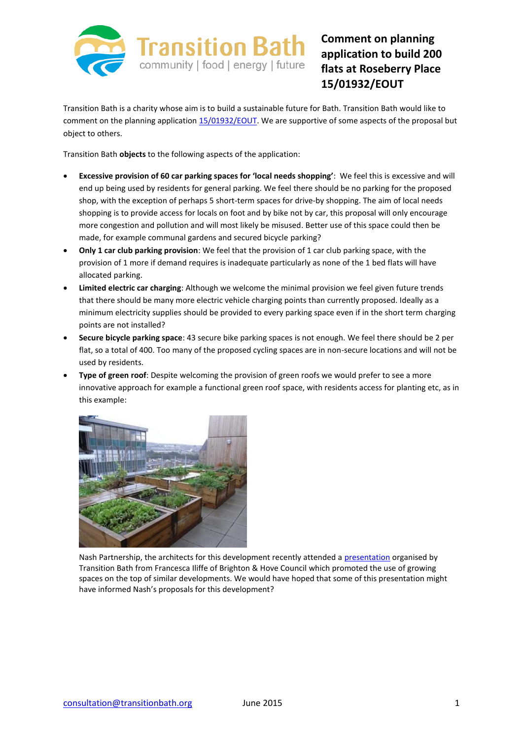Transition Bath
community | food | energy | future

# Comment on planning application to build 200 flats at Roseberry Place 15/01932/EOUT

Transition Bath is a charity whose aim is to build a sustainable future for Bath. Transition Bath would like to comment on the planning application 15/01932/EOUT. We are supportive of some aspects of the proposal but object to others.

Transition Bath **objects** to the following aspects of the application:

- **Excessive provision of 60 car parking spaces for 'local needs shopping'**: We feel this is excessive and will end up being used by residents for general parking. We feel there should be no parking for the proposed shop, with the exception of perhaps 5 short-term spaces for drive-by shopping. The aim of local needs shopping is to provide access for locals on foot and by bike not by car, this proposal will only encourage more congestion and pollution and will most likely be misused. Better use of this space could then be made, for example communal gardens and secured bicycle parking?
- **Only 1 car club parking provision**: We feel that the provision of 1 car club parking space, with the provision of 1 more if demand requires is inadequate particularly as none of the 1 bed flats will have allocated parking.
- **Limited electric car charging**: Although we welcome the minimal provision we feel given future trends that there should be many more electric vehicle charging points than currently proposed. Ideally as a minimum electricity supplies should be provided to every parking space even if in the short term charging points are not installed?
- **Secure bicycle parking space**: 43 secure bike parking spaces is not enough. We feel there should be 2 per flat, so a total of 400. Too many of the proposed cycling spaces are in non-secure locations and will not be used by residents.
- **Type of green roof**: Despite welcoming the provision of green roofs we would prefer to see a more innovative approach for example a functional green roof space, with residents access for planting etc, as in this example:

  Nash Partnership, the architects for this development recently attended a presentation organised by Transition Bath from Francesca Iliffe of Brighton & Hove Council which promoted the use of growing spaces on the top of similar developments. We would have hoped that some of this presentation might have informed Nash's proposals for this development?

consultation@transitionbath.org June 2015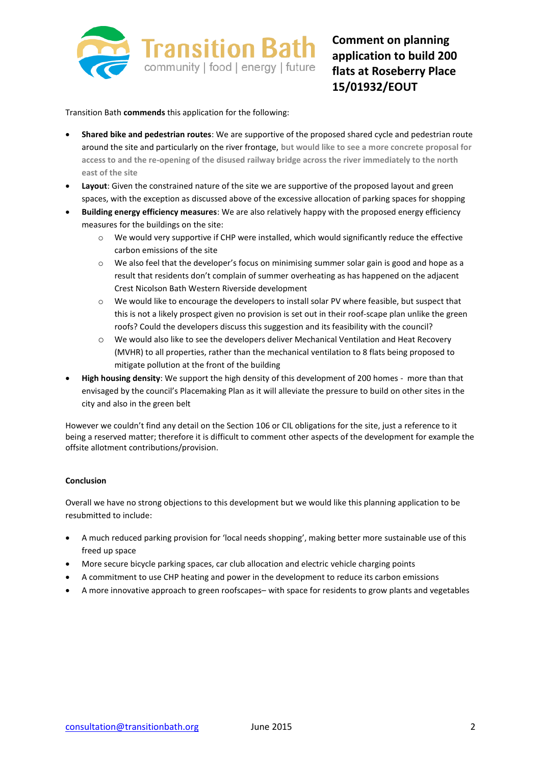# Comment on planning application to build 200 flats at Roseberry Place 15/01932/EOUT

Transition Bath **commends** this application for the following:

- **Shared bike and pedestrian routes**: We are supportive of the proposed shared cycle and pedestrian route around the site and particularly on the river frontage, **but would like to see a more concrete proposal for access to and the re-opening of the disused railway bridge across the river immediately to the north east of the site**
- **Layout**: Given the constrained nature of the site we are supportive of the proposed layout and green spaces, with the exception as discussed above of the excessive allocation of parking spaces for shopping
- **Building energy efficiency measures**: We are also relatively happy with the proposed energy efficiency measures for the buildings on the site:
    - We would very supportive if CHP were installed, which would significantly reduce the effective carbon emissions of the site
    - We also feel that the developer's focus on minimising summer solar gain is good and hope as a result that residents don't complain of summer overheating as has happened on the adjacent Crest Nicolson Bath Western Riverside development
    - We would like to encourage the developers to install solar PV where feasible, but suspect that this is not a likely prospect given no provision is set out in their roof-scape plan unlike the green roofs? Could the developers discuss this suggestion and its feasibility with the council?
    - We would also like to see the developers deliver Mechanical Ventilation and Heat Recovery (MVHR) to all properties, rather than the mechanical ventilation to 8 flats being proposed to mitigate pollution at the front of the building
- **High housing density**: We support the high density of this development of 200 homes - more than that envisaged by the council's Placemaking Plan as it will alleviate the pressure to build on other sites in the city and also in the green belt

However we couldn't find any detail on the Section 106 or CIL obligations for the site, just a reference to it being a reserved matter; therefore it is difficult to comment other aspects of the development for example the offsite allotment contributions/provision.

**Conclusion**

Overall we have no strong objections to this development but we would like this planning application to be resubmitted to include:

- A much reduced parking provision for 'local needs shopping', making better more sustainable use of this freed up space
- More secure bicycle parking spaces, car club allocation and electric vehicle charging points
- A commitment to use CHP heating and power in the development to reduce its carbon emissions
- A more innovative approach to green roofscapes– with space for residents to grow plants and vegetables

consultation@transitionbath.org June 2015